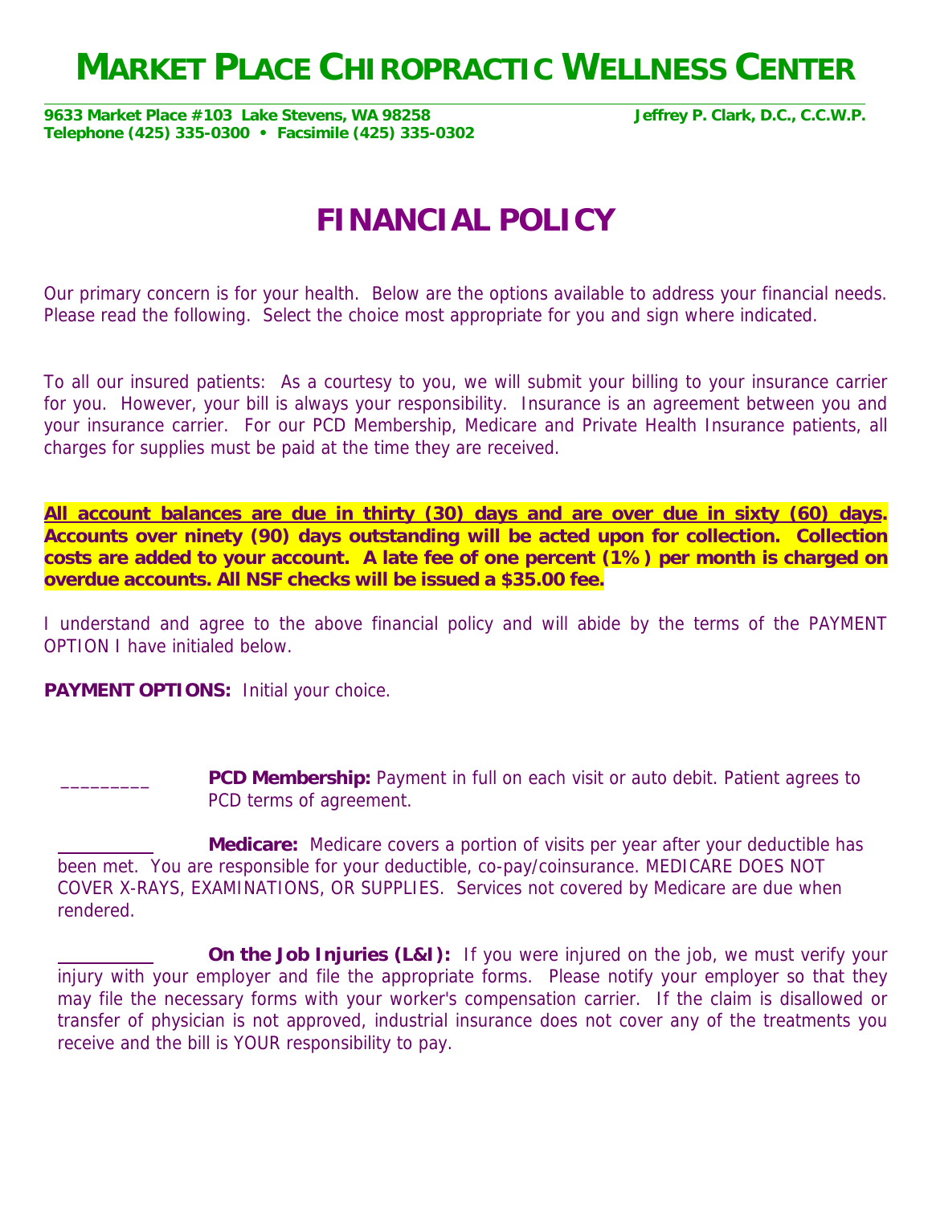# MARKET PLACE CHIROPRACTIC WELLNESS CENTER

**9633 Market Place #103 Lake Stevens, WA 98258** **Jeffrey P. Clark, D.C., C.C.W.P.**
**Telephone (425) 335-0300 • Facsimile (425) 335-0302**

## FINANCIAL POLICY

Our primary concern is for your health. Below are the options available to address your financial needs. Please read the following. Select the choice most appropriate for you and sign where indicated.

To all our insured patients: As a courtesy to you, we will submit your billing to your insurance carrier for you. However, your bill is always your responsibility. Insurance is an agreement between you and your insurance carrier. For our PCD Membership, Medicare and Private Health Insurance patients, all charges for supplies must be paid at the time they are received.

**All account balances are due in thirty (30) days and are over due in sixty (60) days. Accounts over ninety (90) days outstanding will be acted upon for collection. Collection costs are added to your account. A late fee of one percent (1%) per month is charged on overdue accounts. All NSF checks will be issued a $35.00 fee.**

I understand and agree to the above financial policy and will abide by the terms of the PAYMENT OPTION I have initialed below.

**PAYMENT OPTIONS:** Initial your choice.

_________ **PCD Membership:** Payment in full on each visit or auto debit. Patient agrees to PCD terms of agreement.

_________ **Medicare:** Medicare covers a portion of visits per year after your deductible has been met. You are responsible for your deductible, co-pay/coinsurance. MEDICARE DOES NOT COVER X-RAYS, EXAMINATIONS, OR SUPPLIES. Services not covered by Medicare are due when rendered.

_________ **On the Job Injuries (L&I):** If you were injured on the job, we must verify your injury with your employer and file the appropriate forms. Please notify your employer so that they may file the necessary forms with your worker's compensation carrier. If the claim is disallowed or transfer of physician is not approved, industrial insurance does not cover any of the treatments you receive and the bill is YOUR responsibility to pay.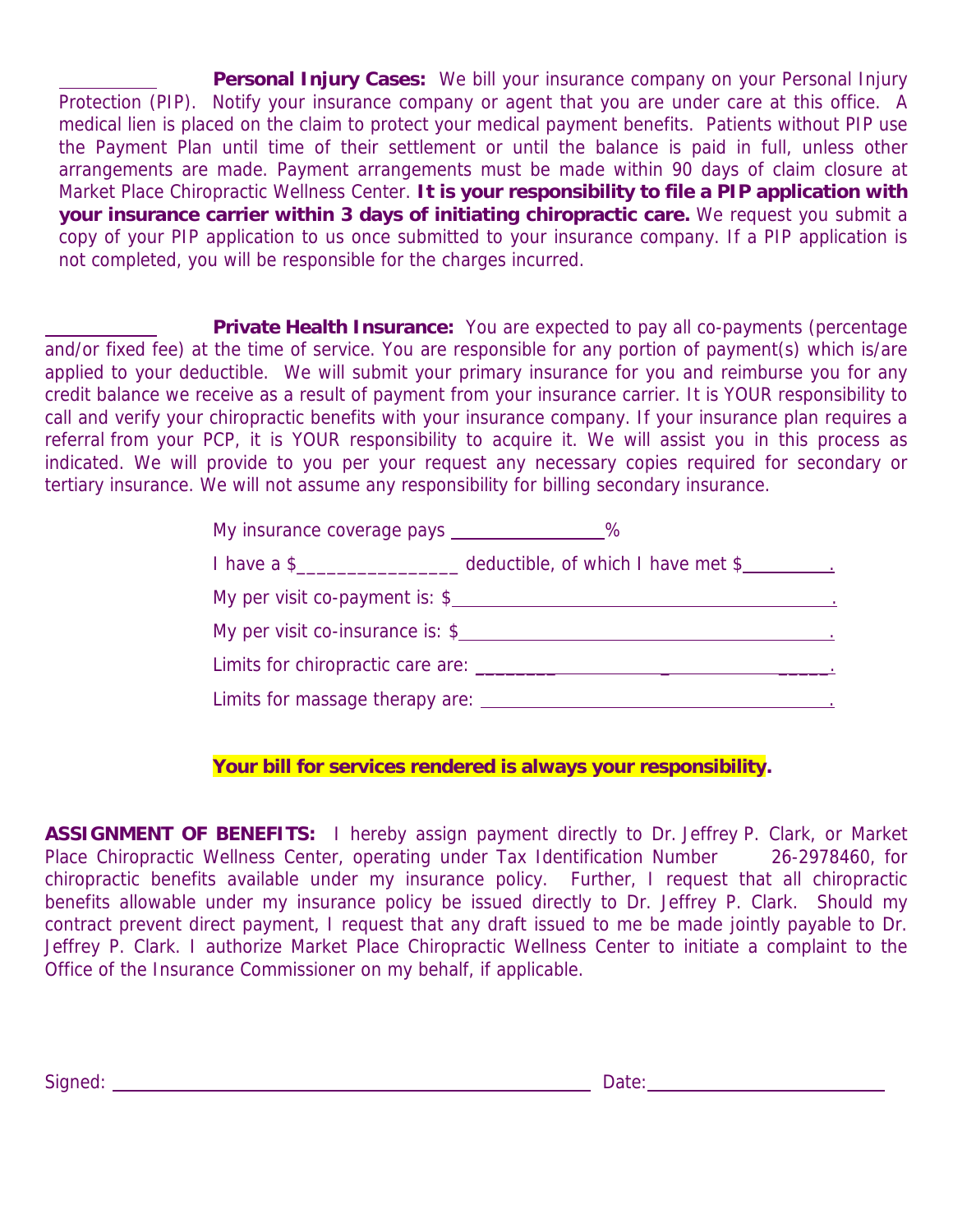__________ **Personal Injury Cases:** We bill your insurance company on your Personal Injury Protection (PIP). Notify your insurance company or agent that you are under care at this office. A medical lien is placed on the claim to protect your medical payment benefits. Patients without PIP use the Payment Plan until time of their settlement or until the balance is paid in full, unless other arrangements are made. Payment arrangements must be made within 90 days of claim closure at Market Place Chiropractic Wellness Center. **It is your responsibility to file a PIP application with your insurance carrier within 3 days of initiating chiropractic care.** We request you submit a copy of your PIP application to us once submitted to your insurance company. If a PIP application is not completed, you will be responsible for the charges incurred.

__________ **Private Health Insurance:** You are expected to pay all co-payments (percentage and/or fixed fee) at the time of service. You are responsible for any portion of payment(s) which is/are applied to your deductible. We will submit your primary insurance for you and reimburse you for any credit balance we receive as a result of payment from your insurance carrier. It is YOUR responsibility to call and verify your chiropractic benefits with your insurance company. If your insurance plan requires a referral from your PCP, it is YOUR responsibility to acquire it. We will assist you in this process as indicated. We will provide to you per your request any necessary copies required for secondary or tertiary insurance. We will not assume any responsibility for billing secondary insurance.

My insurance coverage pays ________________%

I have a $________________ deductible, of which I have met $__________.

My per visit co-payment is: $________________________________________.

My per visit co-insurance is: $________________________________________.

Limits for chiropractic care are: ________________________________________.

Limits for massage therapy are: ________________________________________.

**Your bill for services rendered is always your responsibility.**

**ASSIGNMENT OF BENEFITS:** I hereby assign payment directly to Dr. Jeffrey P. Clark, or Market Place Chiropractic Wellness Center, operating under Tax Identification Number 26-2978460, for chiropractic benefits available under my insurance policy. Further, I request that all chiropractic benefits allowable under my insurance policy be issued directly to Dr. Jeffrey P. Clark. Should my contract prevent direct payment, I request that any draft issued to me be made jointly payable to Dr. Jeffrey P. Clark. I authorize Market Place Chiropractic Wellness Center to initiate a complaint to the Office of the Insurance Commissioner on my behalf, if applicable.

Signed: ________________________________________ Date: ____________________